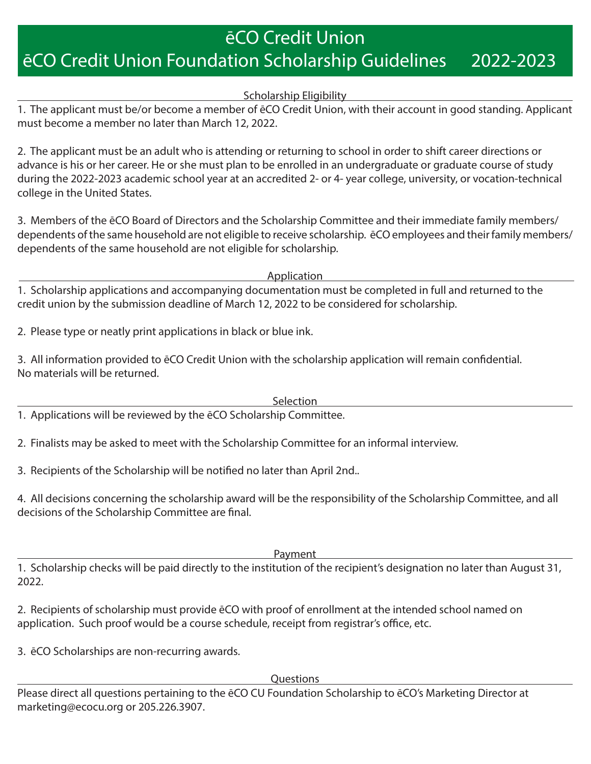# ēCO Credit Union

# ēCO Credit Union Foundation Scholarship Guidelines 2022-2023

## Scholarship Eligibility

1. The applicant must be/or become a member of ēCO Credit Union, with their account in good standing. Applicant must become a member no later than March 12, 2022.

2. The applicant must be an adult who is attending or returning to school in order to shift career directions or advance is his or her career. He or she must plan to be enrolled in an undergraduate or graduate course of study during the 2022-2023 academic school year at an accredited 2- or 4- year college, university, or vocation-technical college in the United States.

3. Members of the ēCO Board of Directors and the Scholarship Committee and their immediate family members/dependents of the same household are not eligible to receive scholarship. ēCO employees and their family members/dependents of the same household are not eligible for scholarship.

## Application

1. Scholarship applications and accompanying documentation must be completed in full and returned to the credit union by the submission deadline of March 12, 2022 to be considered for scholarship.

2. Please type or neatly print applications in black or blue ink.

3. All information provided to ēCO Credit Union with the scholarship application will remain confidential. No materials will be returned.

## Selection

1. Applications will be reviewed by the ēCO Scholarship Committee.

2. Finalists may be asked to meet with the Scholarship Committee for an informal interview.

3. Recipients of the Scholarship will be notified no later than April 2nd..

4. All decisions concerning the scholarship award will be the responsibility of the Scholarship Committee, and all decisions of the Scholarship Committee are final.

## Payment

1. Scholarship checks will be paid directly to the institution of the recipient's designation no later than August 31, 2022.

2. Recipients of scholarship must provide ēCO with proof of enrollment at the intended school named on application. Such proof would be a course schedule, receipt from registrar's office, etc.

3. ēCO Scholarships are non-recurring awards.

## Questions

Please direct all questions pertaining to the ēCO CU Foundation Scholarship to ēCO's Marketing Director at marketing@ecocu.org or 205.226.3907.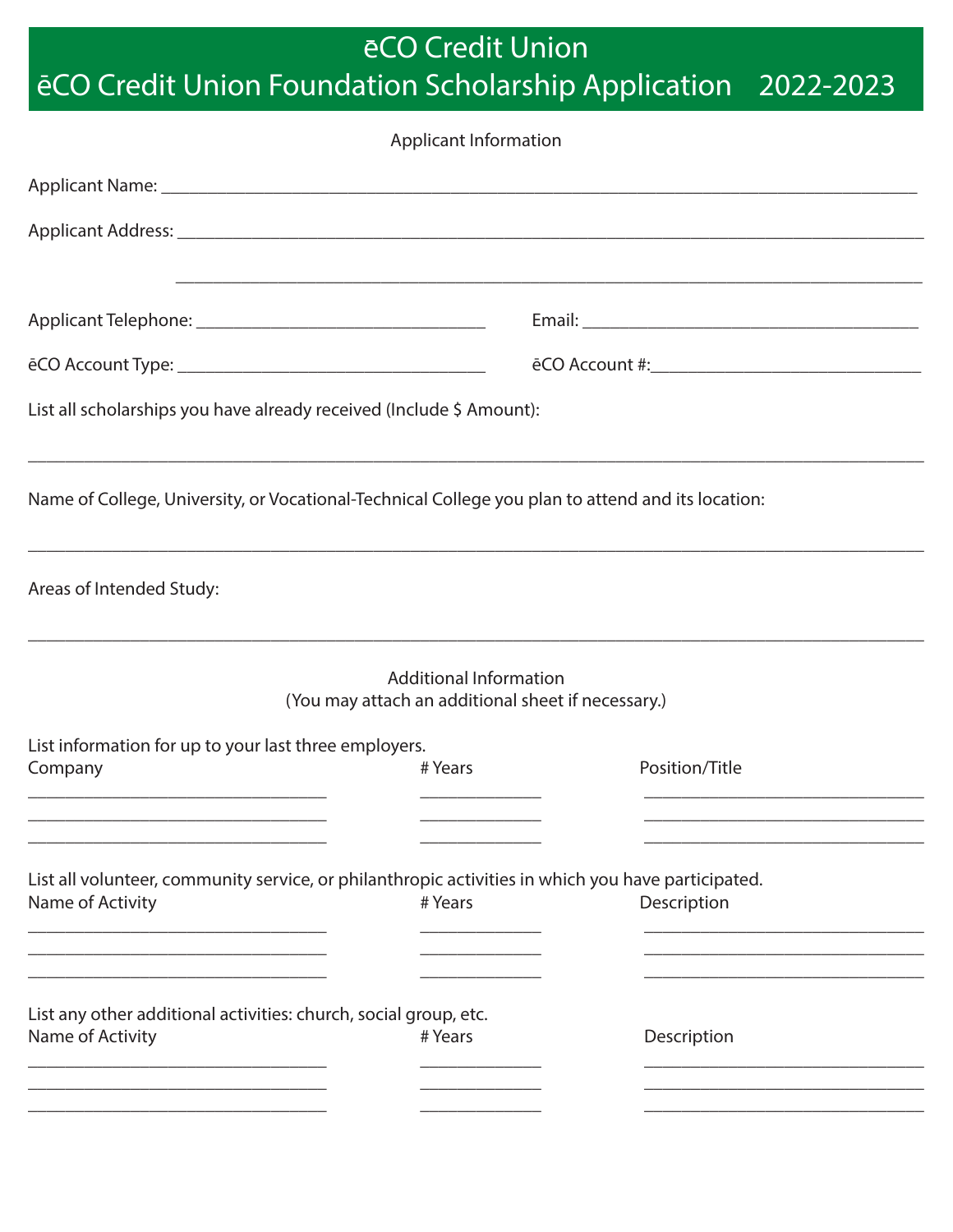# ēCO Credit Union
## ēCO Credit Union Foundation Scholarship Application 2022-2023

### Applicant Information

Applicant Name: ______________________________________________

Applicant Address: ______________________________________________

______________________________________________

Applicant Telephone: ______________________ Email: ______________________

ēCO Account Type: ______________________ ēCO Account #: ______________________

List all scholarships you have already received (Include $ Amount):

______________________________________________

Name of College, University, or Vocational-Technical College you plan to attend and its location:

______________________________________________

Areas of Intended Study:

______________________________________________

### Additional Information
(You may attach an additional sheet if necessary.)

List information for up to your last three employers.

| Company | # Years | Position/Title |
|---|---|---|
| | | |
| | | |
| | | |

List all volunteer, community service, or philanthropic activities in which you have participated.

| Name of Activity | # Years | Description |
|---|---|---|
| | | |
| | | |
| | | |

List any other additional activities: church, social group, etc.

| Name of Activity | # Years | Description |
|---|---|---|
| | | |
| | | |
| | | |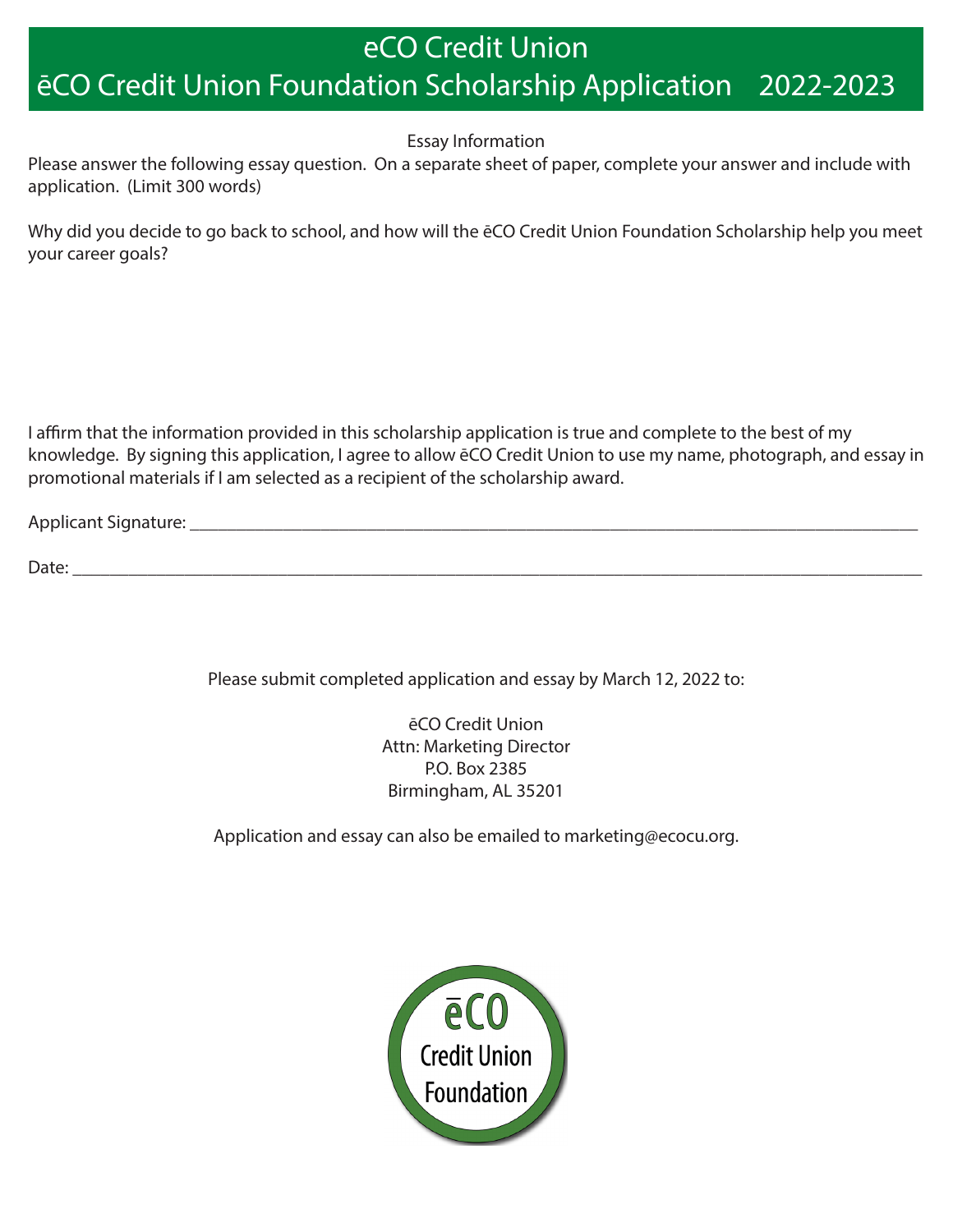# eCO Credit Union

# ēCO Credit Union Foundation Scholarship Application 2022-2023

Essay Information

Please answer the following essay question. On a separate sheet of paper, complete your answer and include with application. (Limit 300 words)

Why did you decide to go back to school, and how will the ēCO Credit Union Foundation Scholarship help you meet your career goals?

I affirm that the information provided in this scholarship application is true and complete to the best of my knowledge. By signing this application, I agree to allow ēCO Credit Union to use my name, photograph, and essay in promotional materials if I am selected as a recipient of the scholarship award.

Applicant Signature: ______________________________________________

Date: ______________________________________________

Please submit completed application and essay by March 12, 2022 to:

ēCO Credit Union
Attn: Marketing Director
P.O. Box 2385
Birmingham, AL 35201

Application and essay can also be emailed to marketing@ecocu.org.

ēCO
Credit Union
Foundation